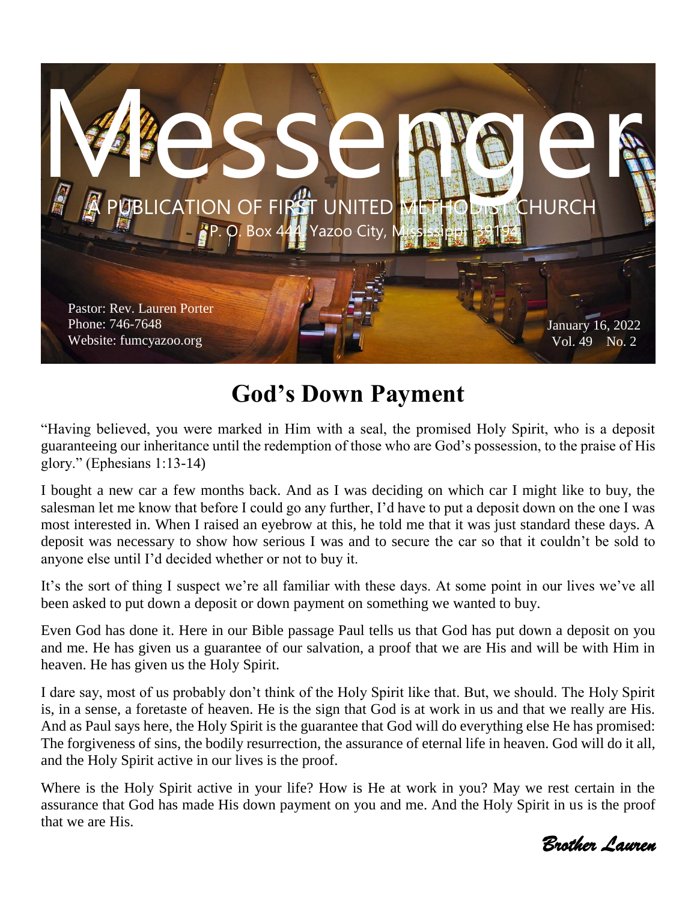# Messenger

A PUBLICATION OF FIRST UNITED METHODIST CHURCH

P. O. Box 444, Yazoo City, Mississippi 39194

Pastor: Rev. Lauren Porter
Phone: 746-7648
Website: fumcyazoo.org

January 16, 2022
Vol. 49 No. 2

## God's Down Payment

"Having believed, you were marked in Him with a seal, the promised Holy Spirit, who is a deposit guaranteeing our inheritance until the redemption of those who are God's possession, to the praise of His glory." (Ephesians 1:13-14)

I bought a new car a few months back. And as I was deciding on which car I might like to buy, the salesman let me know that before I could go any further, I'd have to put a deposit down on the one I was most interested in. When I raised an eyebrow at this, he told me that it was just standard these days. A deposit was necessary to show how serious I was and to secure the car so that it couldn't be sold to anyone else until I'd decided whether or not to buy it.

It's the sort of thing I suspect we're all familiar with these days. At some point in our lives we've all been asked to put down a deposit or down payment on something we wanted to buy.

Even God has done it. Here in our Bible passage Paul tells us that God has put down a deposit on you and me. He has given us a guarantee of our salvation, a proof that we are His and will be with Him in heaven. He has given us the Holy Spirit.

I dare say, most of us probably don't think of the Holy Spirit like that. But, we should. The Holy Spirit is, in a sense, a foretaste of heaven. He is the sign that God is at work in us and that we really are His. And as Paul says here, the Holy Spirit is the guarantee that God will do everything else He has promised: The forgiveness of sins, the bodily resurrection, the assurance of eternal life in heaven. God will do it all, and the Holy Spirit active in our lives is the proof.

Where is the Holy Spirit active in your life? How is He at work in you? May we rest certain in the assurance that God has made His down payment on you and me. And the Holy Spirit in us is the proof that we are His.

*Brother Lauren*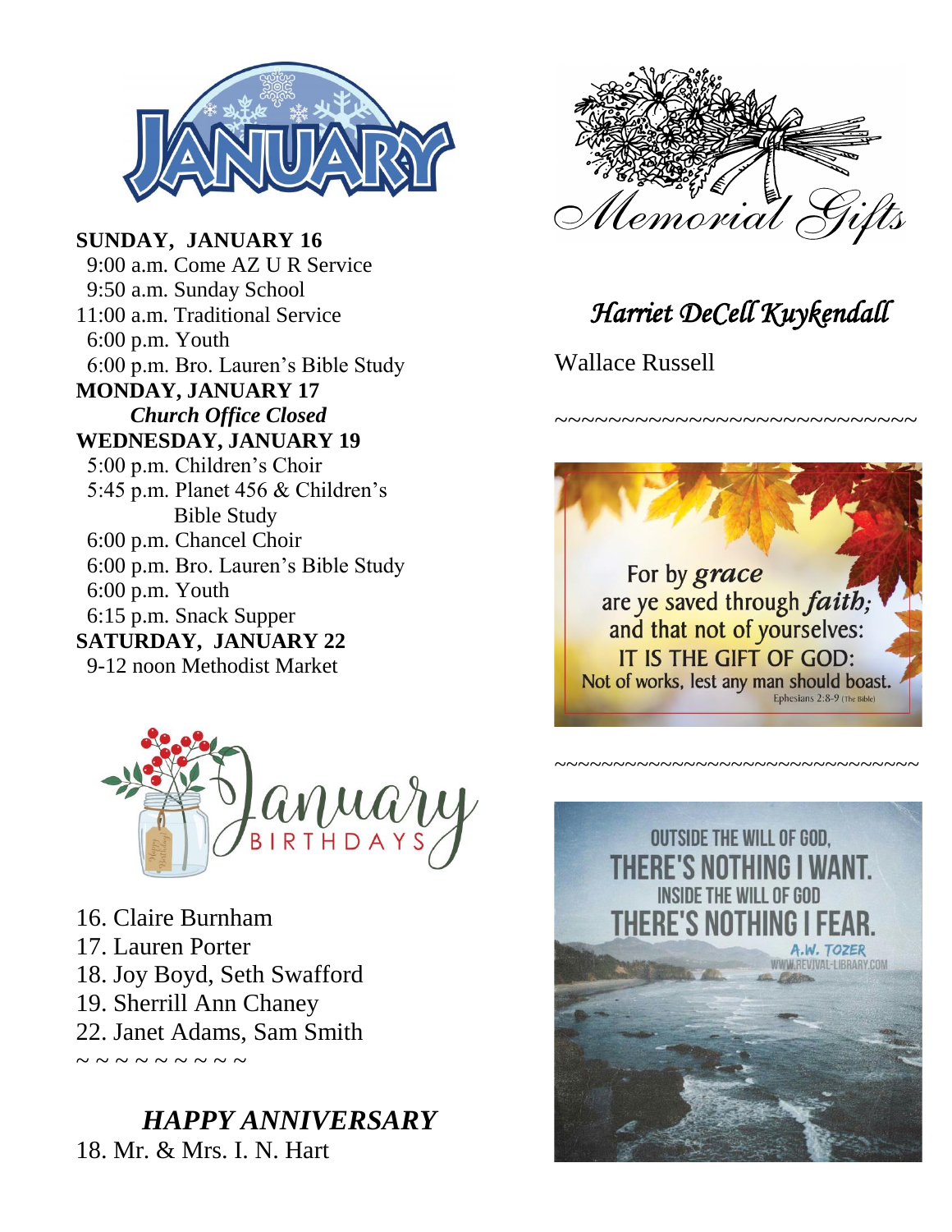# JANUARY

**SUNDAY, JANUARY 16**

9:00 a.m. Come AZ U R Service
9:50 a.m. Sunday School
11:00 a.m. Traditional Service
6:00 p.m. Youth
6:00 p.m. Bro. Lauren's Bible Study

**MONDAY, JANUARY 17**

***Church Office Closed***

**WEDNESDAY, JANUARY 19**

5:00 p.m. Children's Choir
5:45 p.m. Planet 456 & Children's Bible Study
6:00 p.m. Chancel Choir
6:00 p.m. Bro. Lauren's Bible Study
6:00 p.m. Youth
6:15 p.m. Snack Supper

**SATURDAY, JANUARY 22**

9-12 noon Methodist Market

## January BIRTHDAYS

16. Claire Burnham
17. Lauren Porter
18. Joy Boyd, Seth Swafford
19. Sherrill Ann Chaney
22. Janet Adams, Sam Smith

~ ~ ~ ~ ~ ~ ~ ~ ~ ~

### *HAPPY ANNIVERSARY*

18. Mr. & Mrs. I. N. Hart

## *Memorial Gifts*

*Harriet DeCell Kuykendall*

Wallace Russell

~~~~~~~~~~~~~~~~~~~~~~~~~~~~~~

For by *grace* are ye saved through *faith*; and that not of yourselves: IT IS THE GIFT OF GOD: Not of works, lest any man should boast.
Ephesians 2:8-9 (The Bible)

~~~~~~~~~~~~~~~~~~~~~~~~~~~~~~

OUTSIDE THE WILL OF GOD, THERE'S NOTHING I WANT. INSIDE THE WILL OF GOD THERE'S NOTHING I FEAR.
A.W. TOZER
WWW.REVIVAL-LIBRARY.COM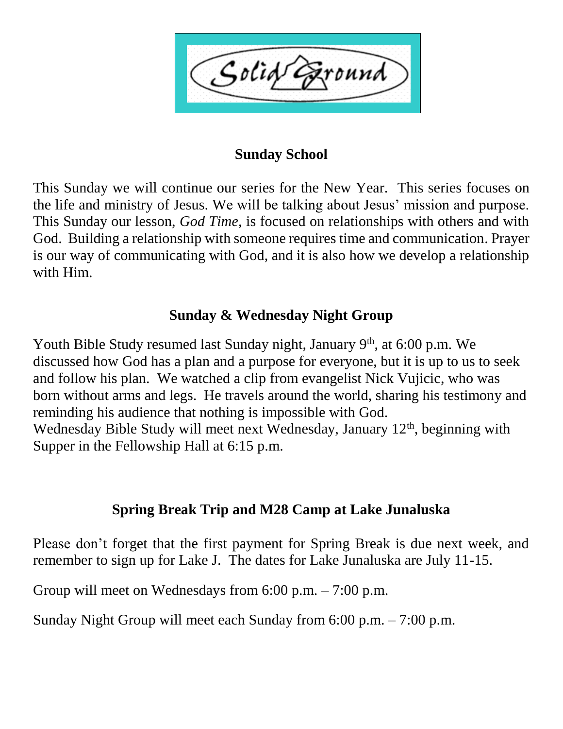# Solid Ground

## Sunday School

This Sunday we will continue our series for the New Year. This series focuses on the life and ministry of Jesus. We will be talking about Jesus' mission and purpose. This Sunday our lesson, *God Time,* is focused on relationships with others and with God. Building a relationship with someone requires time and communication. Prayer is our way of communicating with God, and it is also how we develop a relationship with Him.

## Sunday & Wednesday Night Group

Youth Bible Study resumed last Sunday night, January 9th, at 6:00 p.m. We discussed how God has a plan and a purpose for everyone, but it is up to us to seek and follow his plan. We watched a clip from evangelist Nick Vujicic, who was born without arms and legs. He travels around the world, sharing his testimony and reminding his audience that nothing is impossible with God.
Wednesday Bible Study will meet next Wednesday, January 12th, beginning with Supper in the Fellowship Hall at 6:15 p.m.

## Spring Break Trip and M28 Camp at Lake Junaluska

Please don't forget that the first payment for Spring Break is due next week, and remember to sign up for Lake J. The dates for Lake Junaluska are July 11-15.

Group will meet on Wednesdays from 6:00 p.m. – 7:00 p.m.

Sunday Night Group will meet each Sunday from 6:00 p.m. – 7:00 p.m.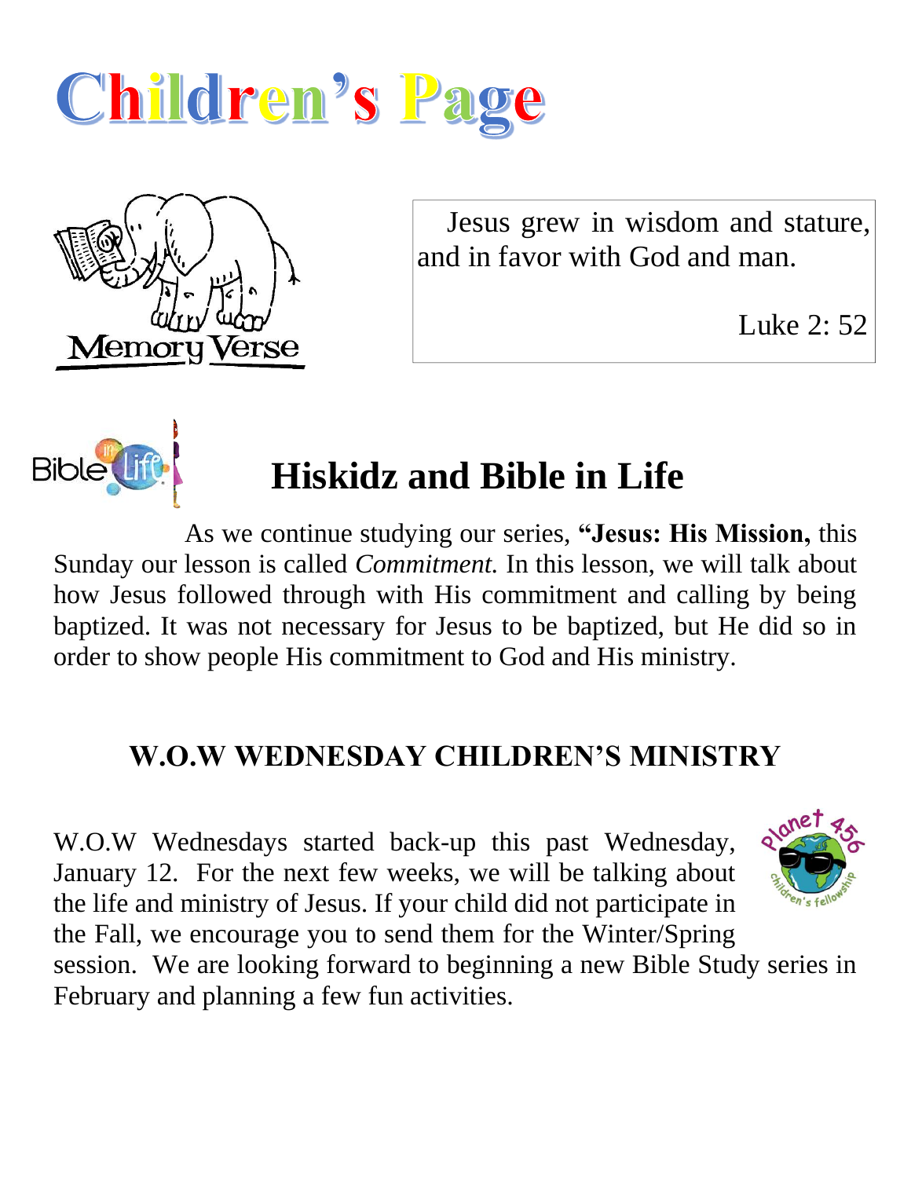# Children's Page

Memory Verse

> Jesus grew in wisdom and stature, and in favor with God and man.
>
> Luke 2: 52

## Hiskidz and Bible in Life

As we continue studying our series, **"Jesus: His Mission,** this Sunday our lesson is called *Commitment.* In this lesson, we will talk about how Jesus followed through with His commitment and calling by being baptized. It was not necessary for Jesus to be baptized, but He did so in order to show people His commitment to God and His ministry.

## W.O.W WEDNESDAY CHILDREN'S MINISTRY

W.O.W Wednesdays started back-up this past Wednesday, January 12. For the next few weeks, we will be talking about the life and ministry of Jesus. If your child did not participate in the Fall, we encourage you to send them for the Winter/Spring session. We are looking forward to beginning a new Bible Study series in February and planning a few fun activities.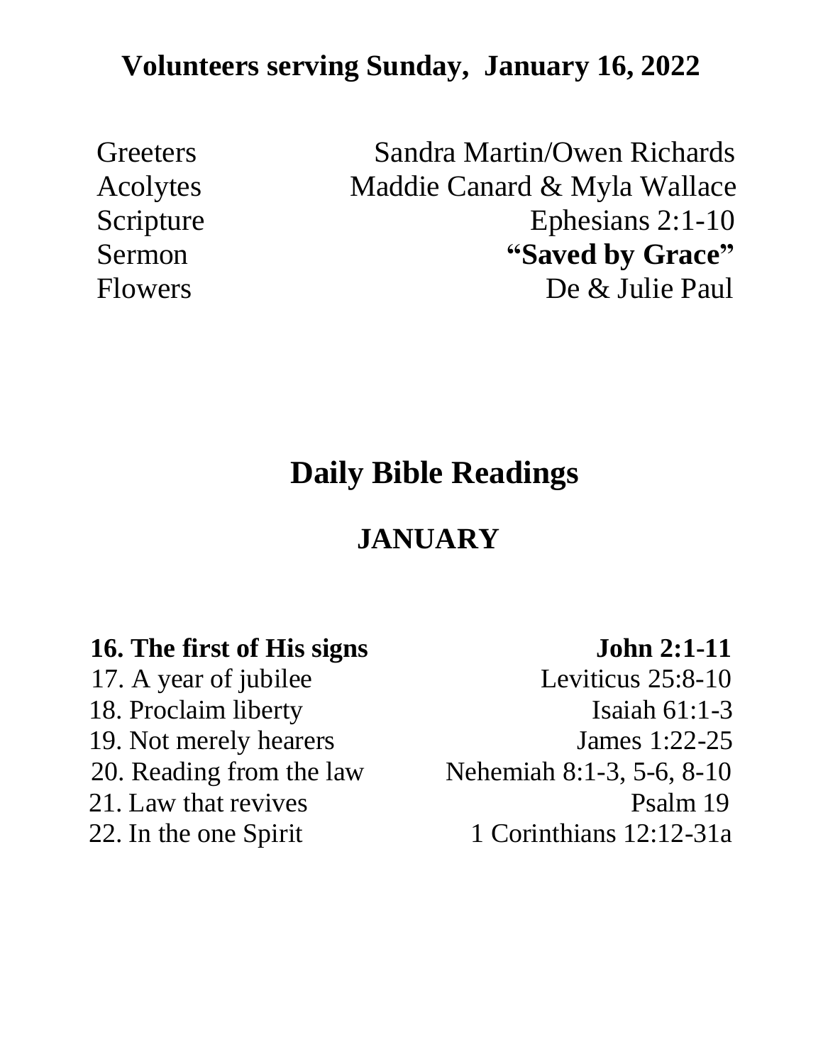## Volunteers serving Sunday, January 16, 2022

| | |
|---|---|
| Greeters | Sandra Martin/Owen Richards |
| Acolytes | Maddie Canard & Myla Wallace |
| Scripture | Ephesians 2:1-10 |
| Sermon | **"Saved by Grace"** |
| Flowers | De & Julie Paul |

# Daily Bible Readings

## JANUARY

| | |
|---|---|
| **16. The first of His signs** | **John 2:1-11** |
| 17. A year of jubilee | Leviticus 25:8-10 |
| 18. Proclaim liberty | Isaiah 61:1-3 |
| 19. Not merely hearers | James 1:22-25 |
| 20. Reading from the law | Nehemiah 8:1-3, 5-6, 8-10 |
| 21. Law that revives | Psalm 19 |
| 22. In the one Spirit | 1 Corinthians 12:12-31a |